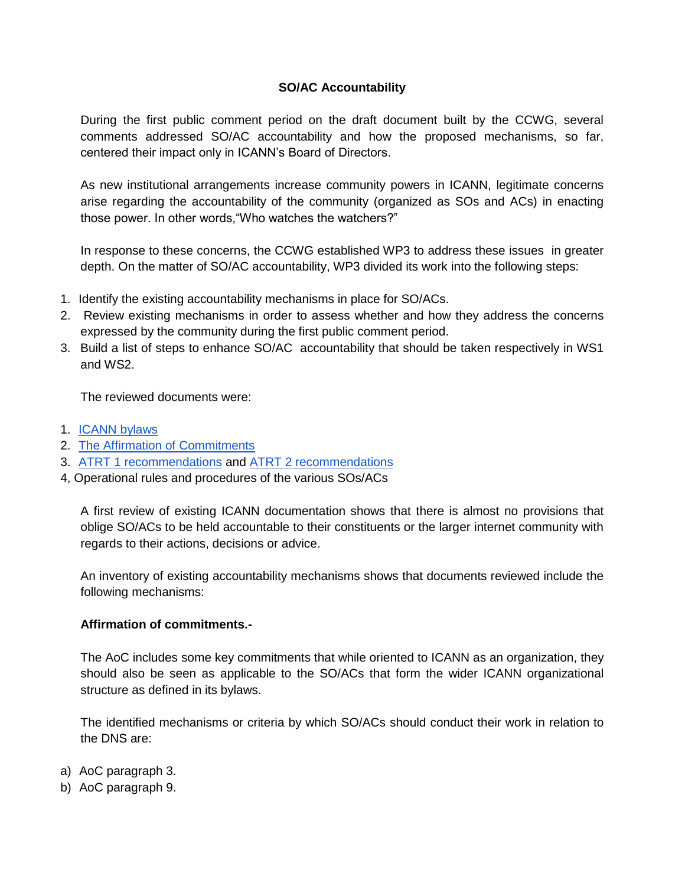## SO/AC Accountability

During the first public comment period on the draft document built by the CCWG, several comments addressed SO/AC accountability and how the proposed mechanisms, so far, centered their impact only in ICANN's Board of Directors.

As new institutional arrangements increase community powers in ICANN, legitimate concerns arise regarding the accountability of the community (organized as SOs and ACs) in enacting those power. In other words,"Who watches the watchers?"

In response to these concerns, the CCWG established WP3 to address these issues in greater depth. On the matter of SO/AC accountability, WP3 divided its work into the following steps:

1. Identify the existing accountability mechanisms in place for SO/ACs.
2. Review existing mechanisms in order to assess whether and how they address the concerns expressed by the community during the first public comment period.
3. Build a list of steps to enhance SO/AC accountability that should be taken respectively in WS1 and WS2.

The reviewed documents were:

1. ICANN bylaws
2. The Affirmation of Commitments
3. ATRT 1 recommendations and ATRT 2 recommendations

4, Operational rules and procedures of the various SOs/ACs

A first review of existing ICANN documentation shows that there is almost no provisions that oblige SO/ACs to be held accountable to their constituents or the larger internet community with regards to their actions, decisions or advice.

An inventory of existing accountability mechanisms shows that documents reviewed include the following mechanisms:

**Affirmation of commitments.-**

The AoC includes some key commitments that while oriented to ICANN as an organization, they should also be seen as applicable to the SO/ACs that form the wider ICANN organizational structure as defined in its bylaws.

The identified mechanisms or criteria by which SO/ACs should conduct their work in relation to the DNS are:

a) AoC paragraph 3.
b) AoC paragraph 9.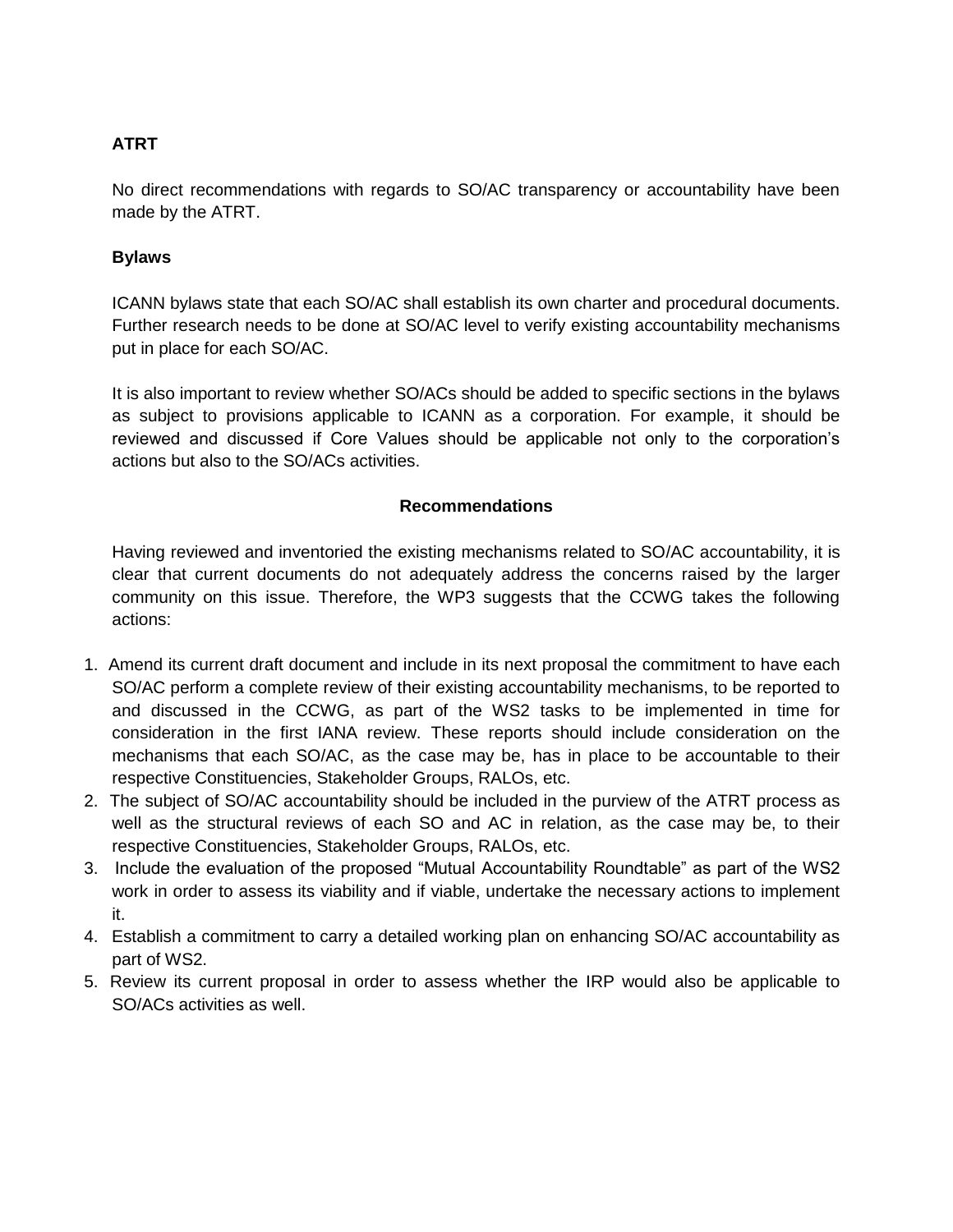**ATRT**

No direct recommendations with regards to SO/AC transparency or accountability have been made by the ATRT.

**Bylaws**

ICANN bylaws state that each SO/AC shall establish its own charter and procedural documents. Further research needs to be done at SO/AC level to verify existing accountability mechanisms put in place for each SO/AC.

It is also important to review whether SO/ACs should be added to specific sections in the bylaws as subject to provisions applicable to ICANN as a corporation. For example, it should be reviewed and discussed if Core Values should be applicable not only to the corporation's actions but also to the SO/ACs activities.

**Recommendations**

Having reviewed and inventoried the existing mechanisms related to SO/AC accountability, it is clear that current documents do not adequately address the concerns raised by the larger community on this issue. Therefore, the WP3 suggests that the CCWG takes the following actions:

1. Amend its current draft document and include in its next proposal the commitment to have each SO/AC perform a complete review of their existing accountability mechanisms, to be reported to and discussed in the CCWG, as part of the WS2 tasks to be implemented in time for consideration in the first IANA review. These reports should include consideration on the mechanisms that each SO/AC, as the case may be, has in place to be accountable to their respective Constituencies, Stakeholder Groups, RALOs, etc.
2. The subject of SO/AC accountability should be included in the purview of the ATRT process as well as the structural reviews of each SO and AC in relation, as the case may be, to their respective Constituencies, Stakeholder Groups, RALOs, etc.
3. Include the evaluation of the proposed "Mutual Accountability Roundtable" as part of the WS2 work in order to assess its viability and if viable, undertake the necessary actions to implement it.
4. Establish a commitment to carry a detailed working plan on enhancing SO/AC accountability as part of WS2.
5. Review its current proposal in order to assess whether the IRP would also be applicable to SO/ACs activities as well.